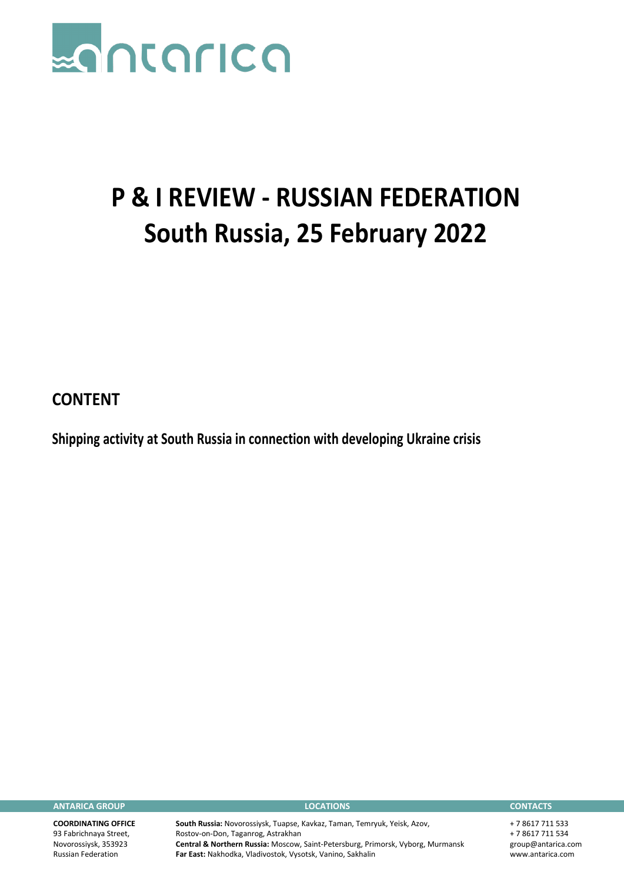# P & I REVIEW - RUSSIAN FEDERATION
# South Russia, 25 February 2022

## CONTENT

**Shipping activity at South Russia in connection with developing Ukraine crisis**

| ANTARICA GROUP | LOCATIONS | CONTACTS |
|---|---|---|
| **COORDINATING OFFICE**<br>93 Fabrichnaya Street,<br>Novorossiysk, 353923<br>Russian Federation | **South Russia:** Novorossiysk, Tuapse, Kavkaz, Taman, Temryuk, Yeisk, Azov, Rostov-on-Don, Taganrog, Astrakhan<br>**Central & Northern Russia:** Moscow, Saint-Petersburg, Primorsk, Vyborg, Murmansk<br>**Far East:** Nakhodka, Vladivostok, Vysotsk, Vanino, Sakhalin | + 7 8617 711 533<br>+ 7 8617 711 534<br>group@antarica.com<br>www.antarica.com |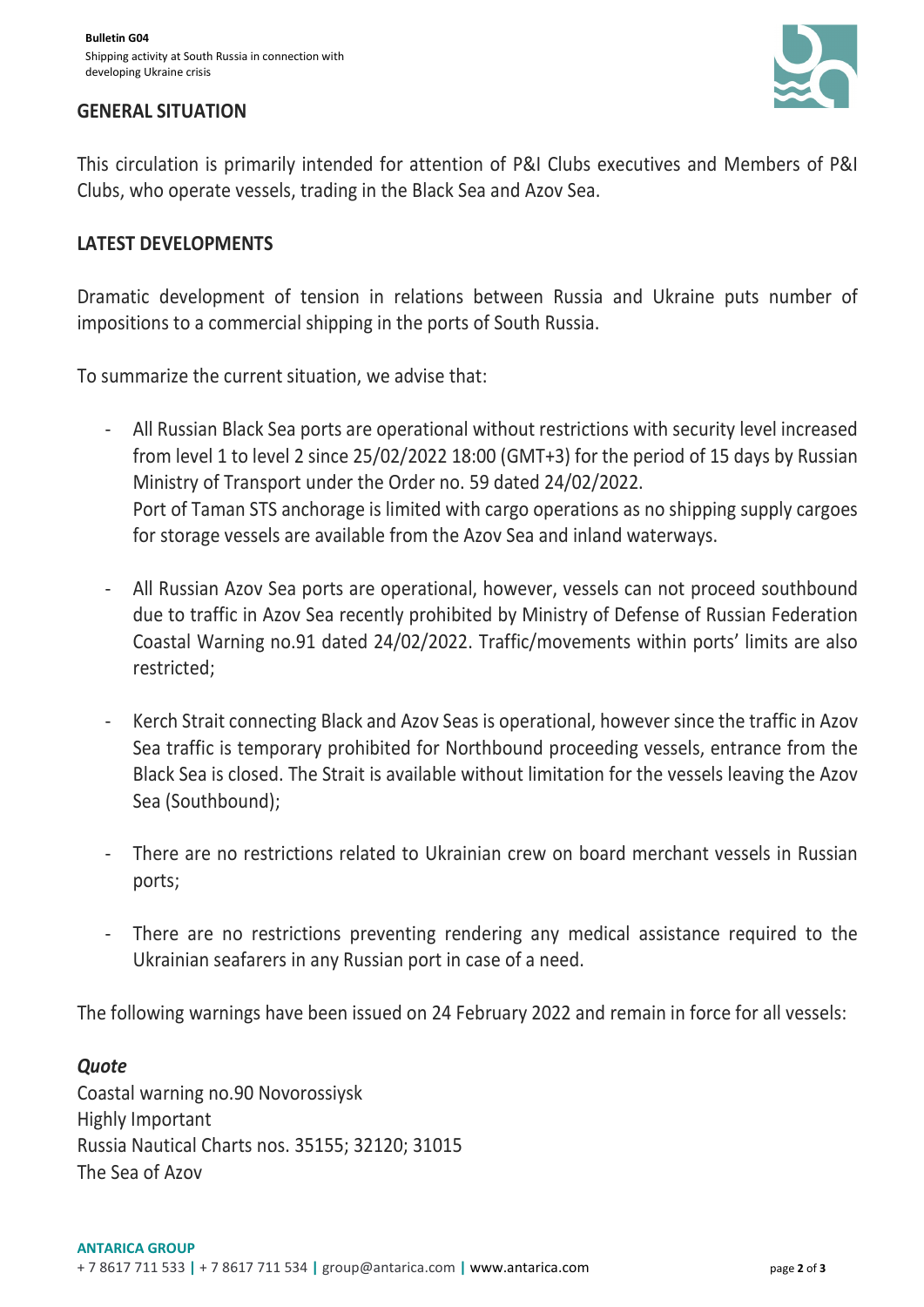**Bulletin G04**
Shipping activity at South Russia in connection with developing Ukraine crisis

## GENERAL SITUATION

This circulation is primarily intended for attention of P&I Clubs executives and Members of P&I Clubs, who operate vessels, trading in the Black Sea and Azov Sea.

## LATEST DEVELOPMENTS

Dramatic development of tension in relations between Russia and Ukraine puts number of impositions to a commercial shipping in the ports of South Russia.

To summarize the current situation, we advise that:

- All Russian Black Sea ports are operational without restrictions with security level increased from level 1 to level 2 since 25/02/2022 18:00 (GMT+3) for the period of 15 days by Russian Ministry of Transport under the Order no. 59 dated 24/02/2022.
  Port of Taman STS anchorage is limited with cargo operations as no shipping supply cargoes for storage vessels are available from the Azov Sea and inland waterways.

- All Russian Azov Sea ports are operational, however, vessels can not proceed southbound due to traffic in Azov Sea recently prohibited by Ministry of Defense of Russian Federation Coastal Warning no.91 dated 24/02/2022. Traffic/movements within ports' limits are also restricted;

- Kerch Strait connecting Black and Azov Seas is operational, however since the traffic in Azov Sea traffic is temporary prohibited for Northbound proceeding vessels, entrance from the Black Sea is closed. The Strait is available without limitation for the vessels leaving the Azov Sea (Southbound);

- There are no restrictions related to Ukrainian crew on board merchant vessels in Russian ports;

- There are no restrictions preventing rendering any medical assistance required to the Ukrainian seafarers in any Russian port in case of a need.

The following warnings have been issued on 24 February 2022 and remain in force for all vessels:

***Quote***
Coastal warning no.90 Novorossiysk
Highly Important
Russia Nautical Charts nos. 35155; 32120; 31015
The Sea of Azov

**ANTARICA GROUP**
+ 7 8617 711 533 | + 7 8617 711 534 | group@antarica.com | www.antarica.com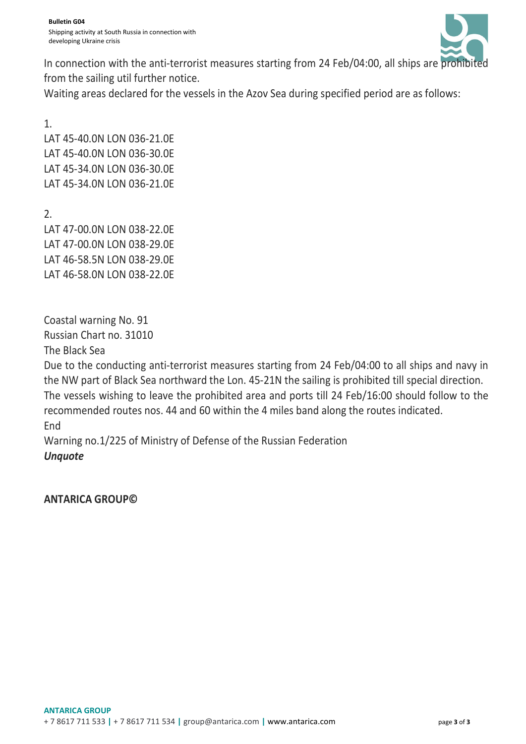In connection with the anti-terrorist measures starting from 24 Feb/04:00, all ships are prohibited from the sailing util further notice.
Waiting areas declared for the vessels in the Azov Sea during specified period are as follows:

1.
LAT 45-40.0N LON 036-21.0E
LAT 45-40.0N LON 036-30.0E
LAT 45-34.0N LON 036-30.0E
LAT 45-34.0N LON 036-21.0E

2.
LAT 47-00.0N LON 038-22.0E
LAT 47-00.0N LON 038-29.0E
LAT 46-58.5N LON 038-29.0E
LAT 46-58.0N LON 038-22.0E

Coastal warning No. 91
Russian Chart no. 31010
The Black Sea
Due to the conducting anti-terrorist measures starting from 24 Feb/04:00 to all ships and navy in the NW part of Black Sea northward the Lon. 45-21N the sailing is prohibited till special direction.
The vessels wishing to leave the prohibited area and ports till 24 Feb/16:00 should follow to the recommended routes nos. 44 and 60 within the 4 miles band along the routes indicated.
End
Warning no.1/225 of Ministry of Defense of the Russian Federation
***Unquote***

**ANTARICA GROUP©**